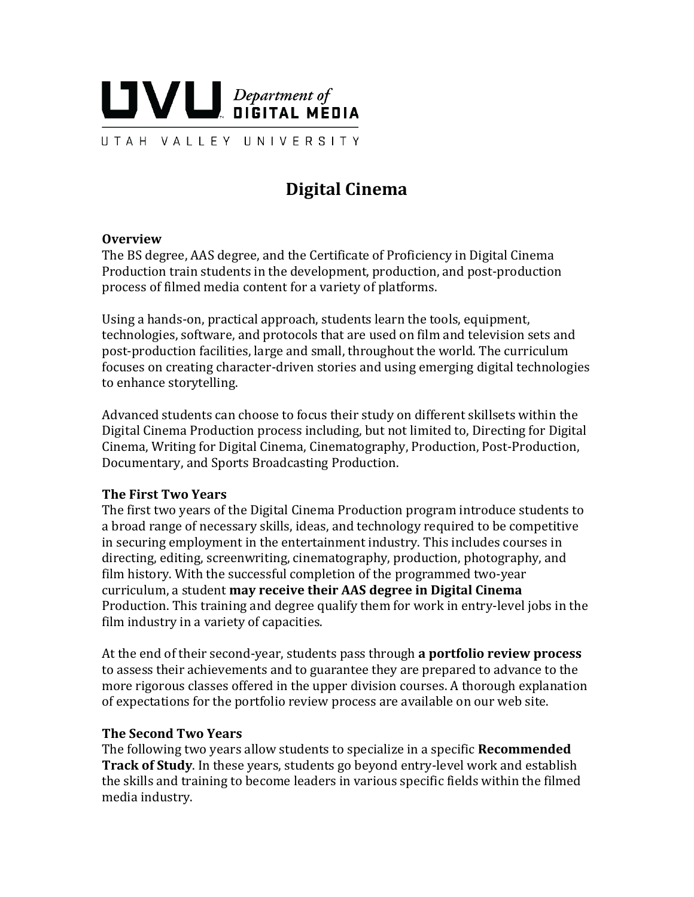UVU Department of DIGITAL MEDIA

UTAH VALLEY UNIVERSITY

# Digital Cinema

**Overview**

The BS degree, AAS degree, and the Certificate of Proficiency in Digital Cinema Production train students in the development, production, and post-production process of filmed media content for a variety of platforms.

Using a hands-on, practical approach, students learn the tools, equipment, technologies, software, and protocols that are used on film and television sets and post-production facilities, large and small, throughout the world. The curriculum focuses on creating character-driven stories and using emerging digital technologies to enhance storytelling.

Advanced students can choose to focus their study on different skillsets within the Digital Cinema Production process including, but not limited to, Directing for Digital Cinema, Writing for Digital Cinema, Cinematography, Production, Post-Production, Documentary, and Sports Broadcasting Production.

**The First Two Years**

The first two years of the Digital Cinema Production program introduce students to a broad range of necessary skills, ideas, and technology required to be competitive in securing employment in the entertainment industry. This includes courses in directing, editing, screenwriting, cinematography, production, photography, and film history. With the successful completion of the programmed two-year curriculum, a student **may receive their AAS degree in Digital Cinema** Production. This training and degree qualify them for work in entry-level jobs in the film industry in a variety of capacities.

At the end of their second-year, students pass through **a portfolio review process** to assess their achievements and to guarantee they are prepared to advance to the more rigorous classes offered in the upper division courses. A thorough explanation of expectations for the portfolio review process are available on our web site.

**The Second Two Years**

The following two years allow students to specialize in a specific **Recommended Track of Study**. In these years, students go beyond entry-level work and establish the skills and training to become leaders in various specific fields within the filmed media industry.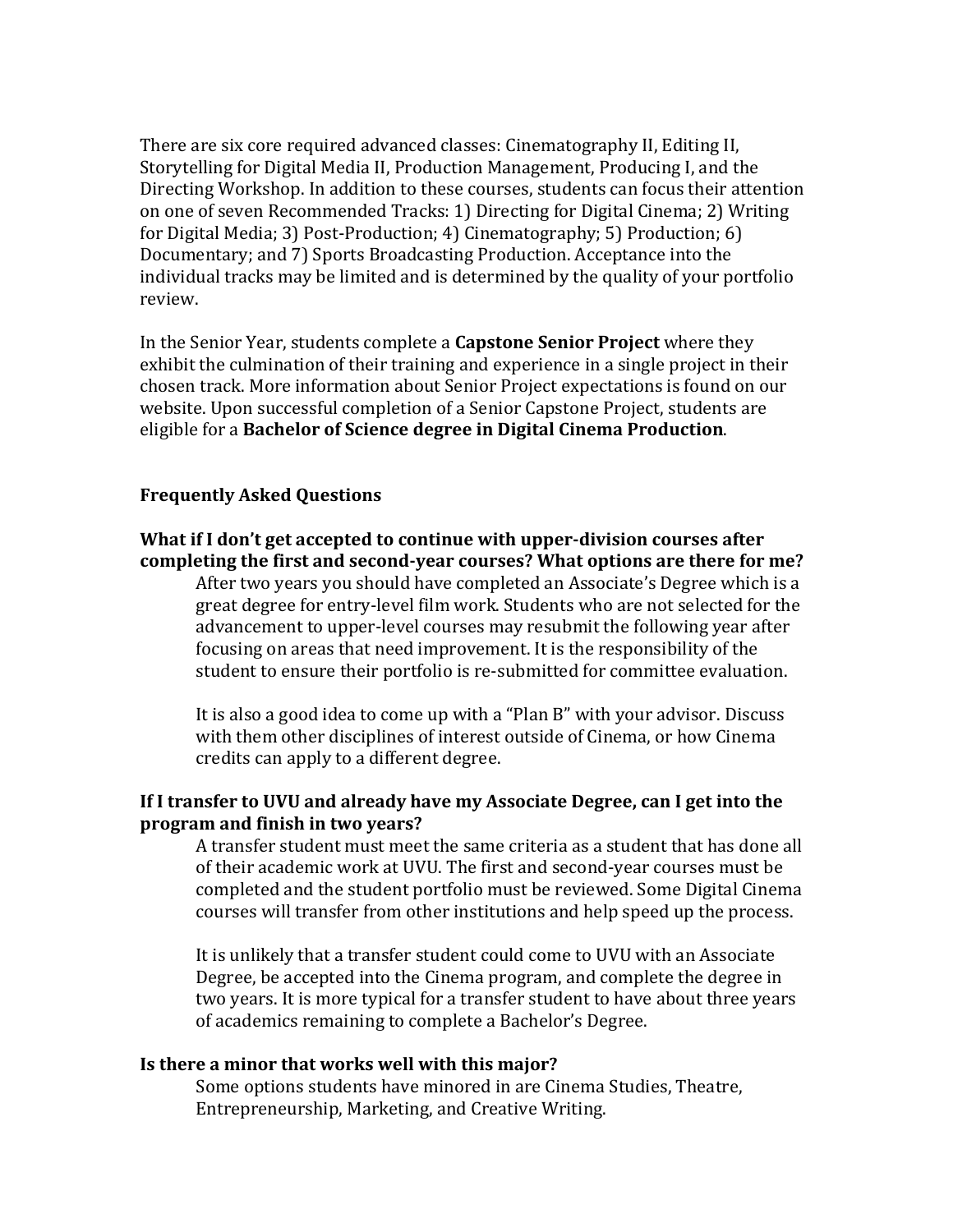There are six core required advanced classes: Cinematography II, Editing II, Storytelling for Digital Media II, Production Management, Producing I, and the Directing Workshop. In addition to these courses, students can focus their attention on one of seven Recommended Tracks: 1) Directing for Digital Cinema; 2) Writing for Digital Media; 3) Post-Production; 4) Cinematography; 5) Production; 6) Documentary; and 7) Sports Broadcasting Production. Acceptance into the individual tracks may be limited and is determined by the quality of your portfolio review.

In the Senior Year, students complete a **Capstone Senior Project** where they exhibit the culmination of their training and experience in a single project in their chosen track. More information about Senior Project expectations is found on our website. Upon successful completion of a Senior Capstone Project, students are eligible for a **Bachelor of Science degree in Digital Cinema Production**.

## Frequently Asked Questions

### What if I don't get accepted to continue with upper-division courses after completing the first and second-year courses? What options are there for me?

After two years you should have completed an Associate's Degree which is a great degree for entry-level film work. Students who are not selected for the advancement to upper-level courses may resubmit the following year after focusing on areas that need improvement. It is the responsibility of the student to ensure their portfolio is re-submitted for committee evaluation.

It is also a good idea to come up with a "Plan B" with your advisor. Discuss with them other disciplines of interest outside of Cinema, or how Cinema credits can apply to a different degree.

### If I transfer to UVU and already have my Associate Degree, can I get into the program and finish in two years?

A transfer student must meet the same criteria as a student that has done all of their academic work at UVU. The first and second-year courses must be completed and the student portfolio must be reviewed. Some Digital Cinema courses will transfer from other institutions and help speed up the process.

It is unlikely that a transfer student could come to UVU with an Associate Degree, be accepted into the Cinema program, and complete the degree in two years. It is more typical for a transfer student to have about three years of academics remaining to complete a Bachelor's Degree.

### Is there a minor that works well with this major?

Some options students have minored in are Cinema Studies, Theatre, Entrepreneurship, Marketing, and Creative Writing.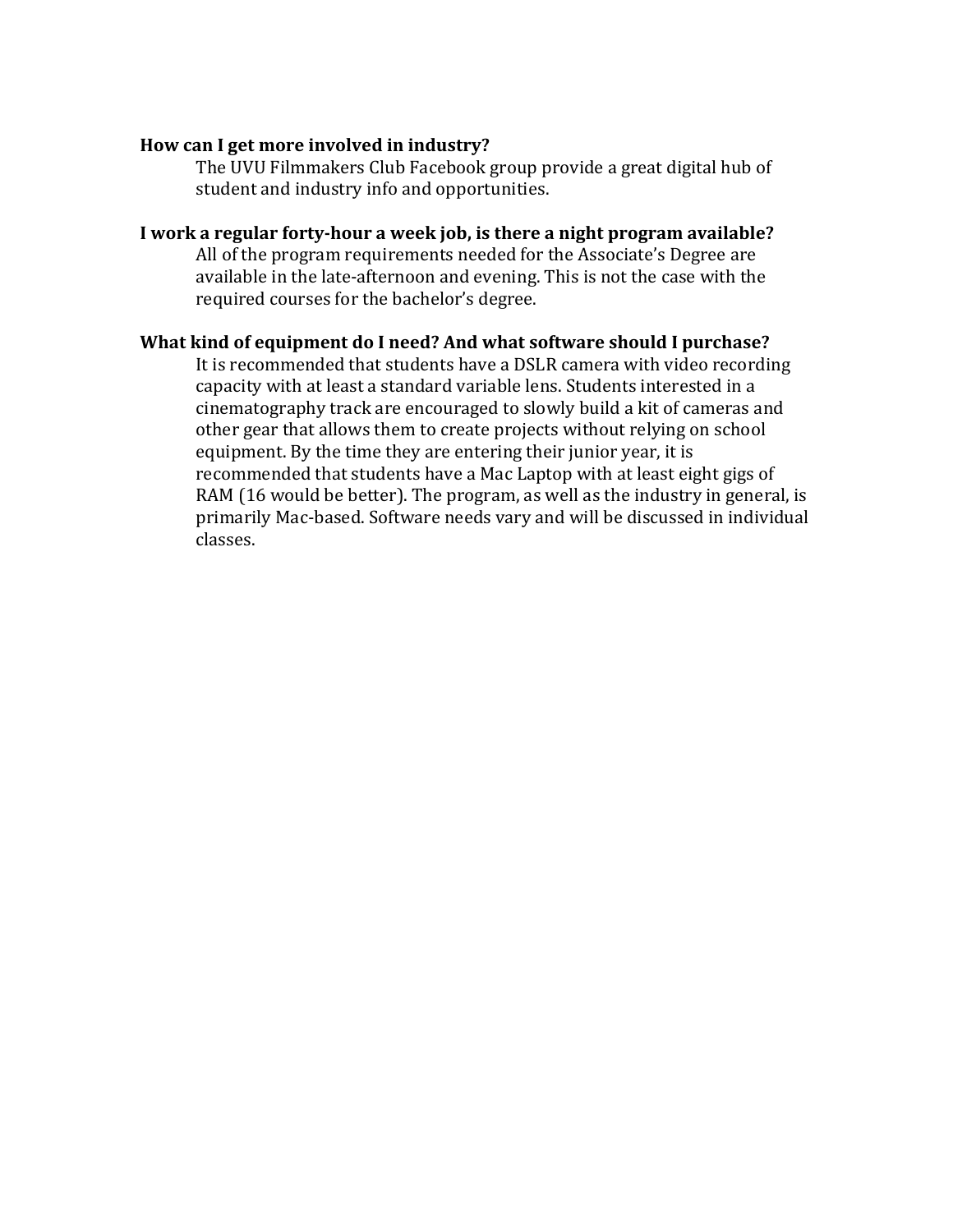**How can I get more involved in industry?**

The UVU Filmmakers Club Facebook group provide a great digital hub of student and industry info and opportunities.

**I work a regular forty-hour a week job, is there a night program available?**

All of the program requirements needed for the Associate's Degree are available in the late-afternoon and evening. This is not the case with the required courses for the bachelor's degree.

**What kind of equipment do I need? And what software should I purchase?**

It is recommended that students have a DSLR camera with video recording capacity with at least a standard variable lens. Students interested in a cinematography track are encouraged to slowly build a kit of cameras and other gear that allows them to create projects without relying on school equipment. By the time they are entering their junior year, it is recommended that students have a Mac Laptop with at least eight gigs of RAM (16 would be better). The program, as well as the industry in general, is primarily Mac-based. Software needs vary and will be discussed in individual classes.